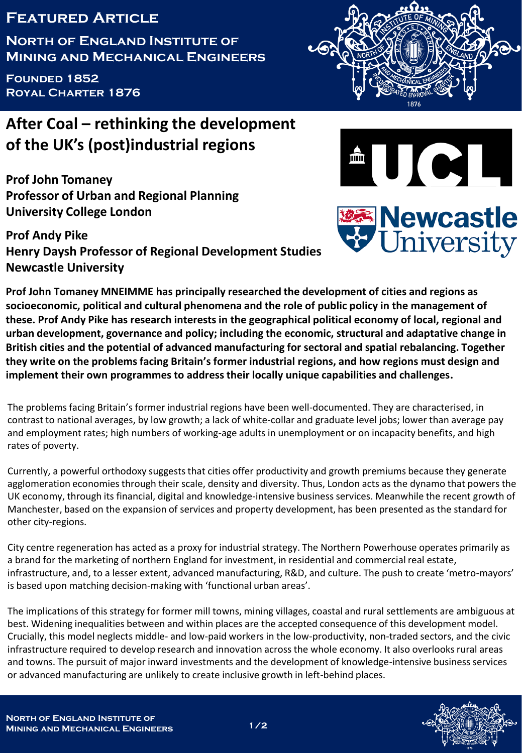# Featured Article

## North of England Institute of Mining and Mechanical Engineers

**Founded 1852**
**Royal Charter 1876**

# After Coal – rethinking the development of the UK's (post)industrial regions

**Prof John Tomaney**
**Professor of Urban and Regional Planning**
**University College London**

**Prof Andy Pike**
**Henry Daysh Professor of Regional Development Studies**
**Newcastle University**

**Prof John Tomaney MNEIMME has principally researched the development of cities and regions as socioeconomic, political and cultural phenomena and the role of public policy in the management of these. Prof Andy Pike has research interests in the geographical political economy of local, regional and urban development, governance and policy; including the economic, structural and adaptive change in British cities and the potential of advanced manufacturing for sectoral and spatial rebalancing. Together they write on the problems facing Britain's former industrial regions, and how regions must design and implement their own programmes to address their locally unique capabilities and challenges.**

The problems facing Britain's former industrial regions have been well-documented. They are characterised, in contrast to national averages, by low growth; a lack of white-collar and graduate level jobs; lower than average pay and employment rates; high numbers of working-age adults in unemployment or on incapacity benefits, and high rates of poverty.

Currently, a powerful orthodoxy suggests that cities offer productivity and growth premiums because they generate agglomeration economies through their scale, density and diversity. Thus, London acts as the dynamo that powers the UK economy, through its financial, digital and knowledge-intensive business services. Meanwhile the recent growth of Manchester, based on the expansion of services and property development, has been presented as the standard for other city-regions.

City centre regeneration has acted as a proxy for industrial strategy. The Northern Powerhouse operates primarily as a brand for the marketing of northern England for investment, in residential and commercial real estate, infrastructure, and, to a lesser extent, advanced manufacturing, R&D, and culture. The push to create 'metro-mayors' is based upon matching decision-making with 'functional urban areas'.

The implications of this strategy for former mill towns, mining villages, coastal and rural settlements are ambiguous at best. Widening inequalities between and within places are the accepted consequence of this development model. Crucially, this model neglects middle- and low-paid workers in the low-productivity, non-traded sectors, and the civic infrastructure required to develop research and innovation across the whole economy. It also overlooks rural areas and towns. The pursuit of major inward investments and the development of knowledge-intensive business services or advanced manufacturing are unlikely to create inclusive growth in left-behind places.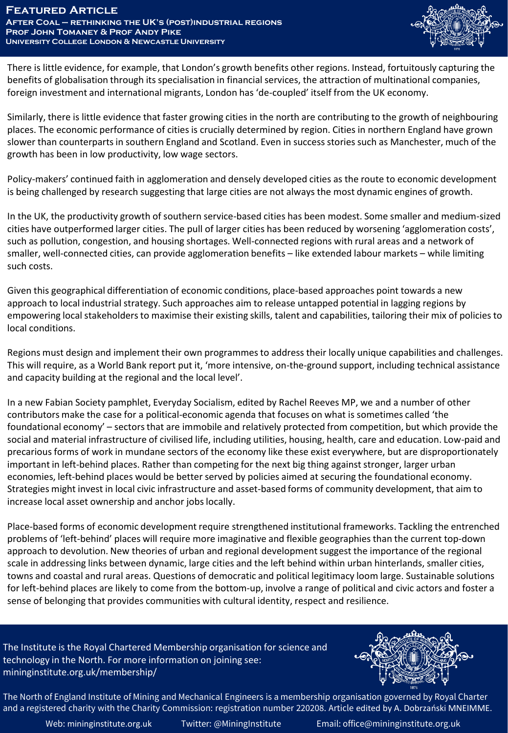There is little evidence, for example, that London's growth benefits other regions. Instead, fortuitously capturing the benefits of globalisation through its specialisation in financial services, the attraction of multinational companies, foreign investment and international migrants, London has 'de-coupled' itself from the UK economy.

Similarly, there is little evidence that faster growing cities in the north are contributing to the growth of neighbouring places. The economic performance of cities is crucially determined by region. Cities in northern England have grown slower than counterparts in southern England and Scotland. Even in success stories such as Manchester, much of the growth has been in low productivity, low wage sectors.

Policy-makers' continued faith in agglomeration and densely developed cities as the route to economic development is being challenged by research suggesting that large cities are not always the most dynamic engines of growth.

In the UK, the productivity growth of southern service-based cities has been modest. Some smaller and medium-sized cities have outperformed larger cities. The pull of larger cities has been reduced by worsening 'agglomeration costs', such as pollution, congestion, and housing shortages. Well-connected regions with rural areas and a network of smaller, well-connected cities, can provide agglomeration benefits – like extended labour markets – while limiting such costs.

Given this geographical differentiation of economic conditions, place-based approaches point towards a new approach to local industrial strategy. Such approaches aim to release untapped potential in lagging regions by empowering local stakeholders to maximise their existing skills, talent and capabilities, tailoring their mix of policies to local conditions.

Regions must design and implement their own programmes to address their locally unique capabilities and challenges. This will require, as a World Bank report put it, 'more intensive, on-the-ground support, including technical assistance and capacity building at the regional and the local level'.

In a new Fabian Society pamphlet, Everyday Socialism, edited by Rachel Reeves MP, we and a number of other contributors make the case for a political-economic agenda that focuses on what is sometimes called 'the foundational economy' – sectors that are immobile and relatively protected from competition, but which provide the social and material infrastructure of civilised life, including utilities, housing, health, care and education. Low-paid and precarious forms of work in mundane sectors of the economy like these exist everywhere, but are disproportionately important in left-behind places. Rather than competing for the next big thing against stronger, larger urban economies, left-behind places would be better served by policies aimed at securing the foundational economy. Strategies might invest in local civic infrastructure and asset-based forms of community development, that aim to increase local asset ownership and anchor jobs locally.

Place-based forms of economic development require strengthened institutional frameworks. Tackling the entrenched problems of 'left-behind' places will require more imaginative and flexible geographies than the current top-down approach to devolution. New theories of urban and regional development suggest the importance of the regional scale in addressing links between dynamic, large cities and the left behind within urban hinterlands, smaller cities, towns and coastal and rural areas. Questions of democratic and political legitimacy loom large. Sustainable solutions for left-behind places are likely to come from the bottom-up, involve a range of political and civic actors and foster a sense of belonging that provides communities with cultural identity, respect and resilience.

The Institute is the Royal Chartered Membership organisation for science and technology in the North. For more information on joining see: mininginstitute.org.uk/membership/

The North of England Institute of Mining and Mechanical Engineers is a membership organisation governed by Royal Charter and a registered charity with the Charity Commission: registration number 220208. Article edited by A. Dobrzański MNEIMME.

Web: mininginstitute.org.uk Twitter: @MiningInstitute Email: office@mininginstitute.org.uk